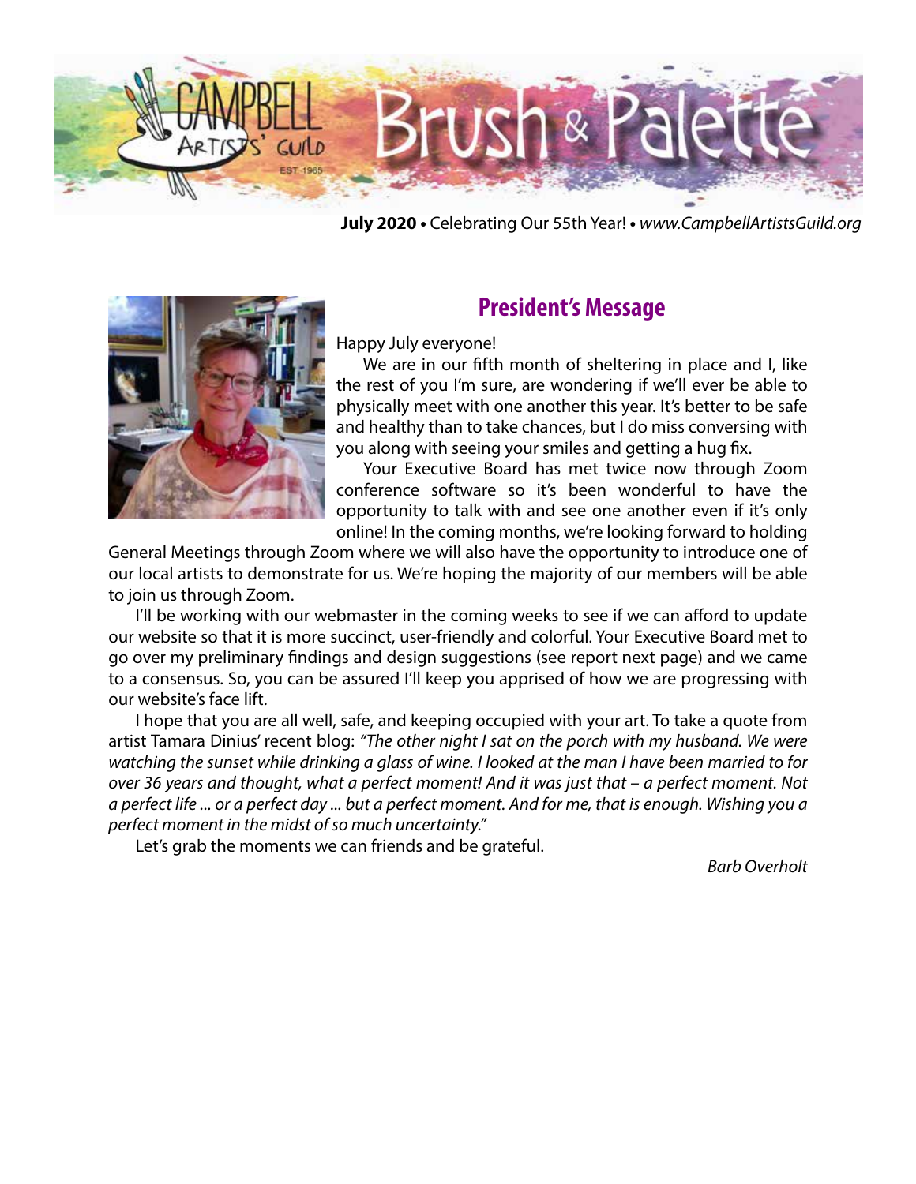# Campbell Artists' Guild Brush & Palette

EST 1965

**July 2020** • Celebrating Our 55th Year! • *www.CampbellArtistsGuild.org*

## President's Message

Happy July everyone!

We are in our fifth month of sheltering in place and I, like the rest of you I'm sure, are wondering if we'll ever be able to physically meet with one another this year. It's better to be safe and healthy than to take chances, but I do miss conversing with you along with seeing your smiles and getting a hug fix.

Your Executive Board has met twice now through Zoom conference software so it's been wonderful to have the opportunity to talk with and see one another even if it's only online! In the coming months, we're looking forward to holding General Meetings through Zoom where we will also have the opportunity to introduce one of our local artists to demonstrate for us. We're hoping the majority of our members will be able to join us through Zoom.

I'll be working with our webmaster in the coming weeks to see if we can afford to update our website so that it is more succinct, user-friendly and colorful. Your Executive Board met to go over my preliminary findings and design suggestions (see report next page) and we came to a consensus. So, you can be assured I'll keep you apprised of how we are progressing with our website's face lift.

I hope that you are all well, safe, and keeping occupied with your art. To take a quote from artist Tamara Dinius' recent blog: *"The other night I sat on the porch with my husband. We were watching the sunset while drinking a glass of wine. I looked at the man I have been married to for over 36 years and thought, what a perfect moment! And it was just that – a perfect moment. Not a perfect life ... or a perfect day ... but a perfect moment. And for me, that is enough. Wishing you a perfect moment in the midst of so much uncertainty."*

Let's grab the moments we can friends and be grateful.

*Barb Overholt*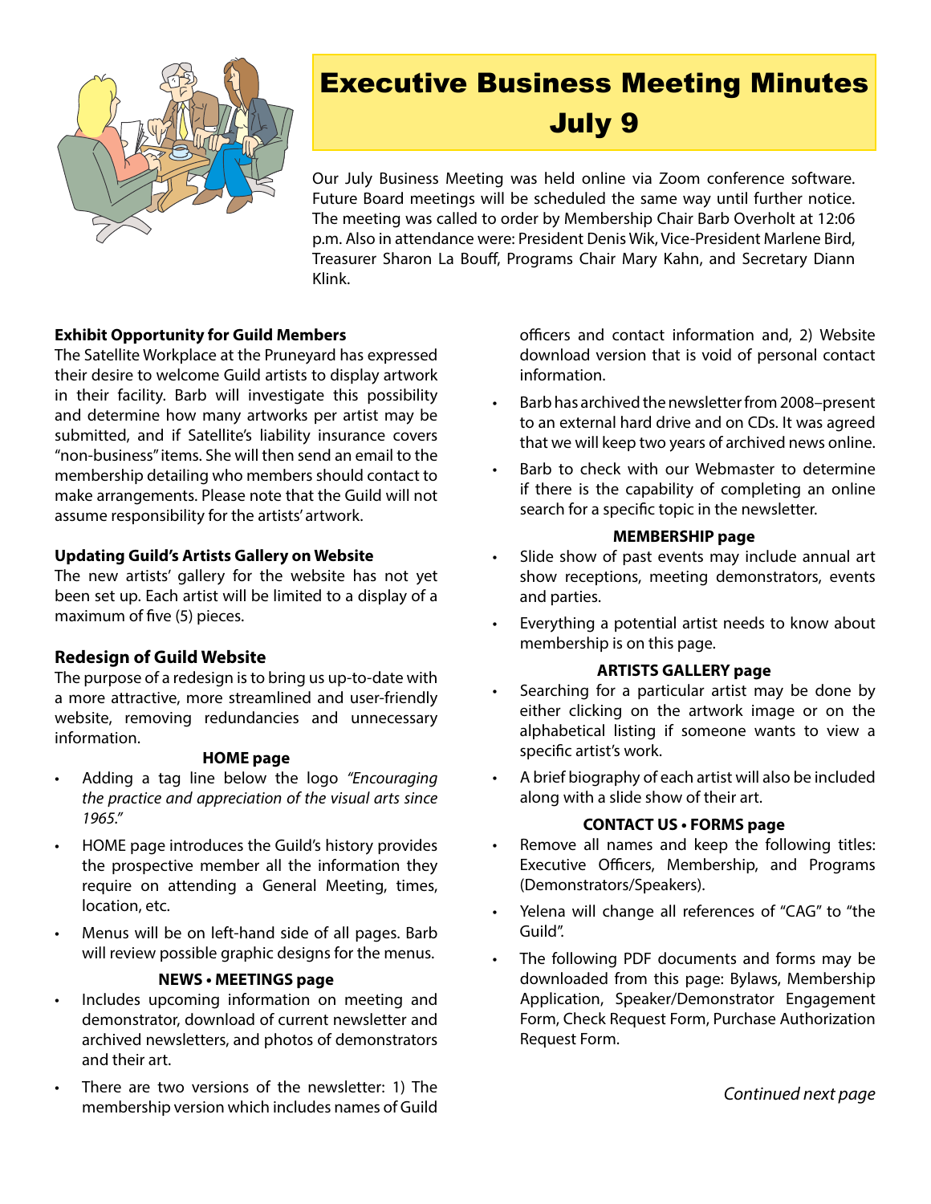# Executive Business Meeting Minutes July 9

Our July Business Meeting was held online via Zoom conference software. Future Board meetings will be scheduled the same way until further notice. The meeting was called to order by Membership Chair Barb Overholt at 12:06 p.m. Also in attendance were: President Denis Wik, Vice-President Marlene Bird, Treasurer Sharon La Bouff, Programs Chair Mary Kahn, and Secretary Diann Klink.

**Exhibit Opportunity for Guild Members**

The Satellite Workplace at the Pruneyard has expressed their desire to welcome Guild artists to display artwork in their facility. Barb will investigate this possibility and determine how many artworks per artist may be submitted, and if Satellite's liability insurance covers "non-business" items. She will then send an email to the membership detailing who members should contact to make arrangements. Please note that the Guild will not assume responsibility for the artists' artwork.

**Updating Guild's Artists Gallery on Website**

The new artists' gallery for the website has not yet been set up. Each artist will be limited to a display of a maximum of five (5) pieces.

## Redesign of Guild Website

The purpose of a redesign is to bring us up-to-date with a more attractive, more streamlined and user-friendly website, removing redundancies and unnecessary information.

**HOME page**

- Adding a tag line below the logo *"Encouraging the practice and appreciation of the visual arts since 1965."*
- HOME page introduces the Guild's history provides the prospective member all the information they require on attending a General Meeting, times, location, etc.
- Menus will be on left-hand side of all pages. Barb will review possible graphic designs for the menus.

**NEWS • MEETINGS page**

- Includes upcoming information on meeting and demonstrator, download of current newsletter and archived newsletters, and photos of demonstrators and their art.
- There are two versions of the newsletter: 1) The membership version which includes names of Guild officers and contact information and, 2) Website download version that is void of personal contact information.
- Barb has archived the newsletter from 2008–present to an external hard drive and on CDs. It was agreed that we will keep two years of archived news online.
- Barb to check with our Webmaster to determine if there is the capability of completing an online search for a specific topic in the newsletter.

**MEMBERSHIP page**

- Slide show of past events may include annual art show receptions, meeting demonstrators, events and parties.
- Everything a potential artist needs to know about membership is on this page.

**ARTISTS GALLERY page**

- Searching for a particular artist may be done by either clicking on the artwork image or on the alphabetical listing if someone wants to view a specific artist's work.
- A brief biography of each artist will also be included along with a slide show of their art.

**CONTACT US • FORMS page**

- Remove all names and keep the following titles: Executive Officers, Membership, and Programs (Demonstrators/Speakers).
- Yelena will change all references of "CAG" to "the Guild".
- The following PDF documents and forms may be downloaded from this page: Bylaws, Membership Application, Speaker/Demonstrator Engagement Form, Check Request Form, Purchase Authorization Request Form.

*Continued next page*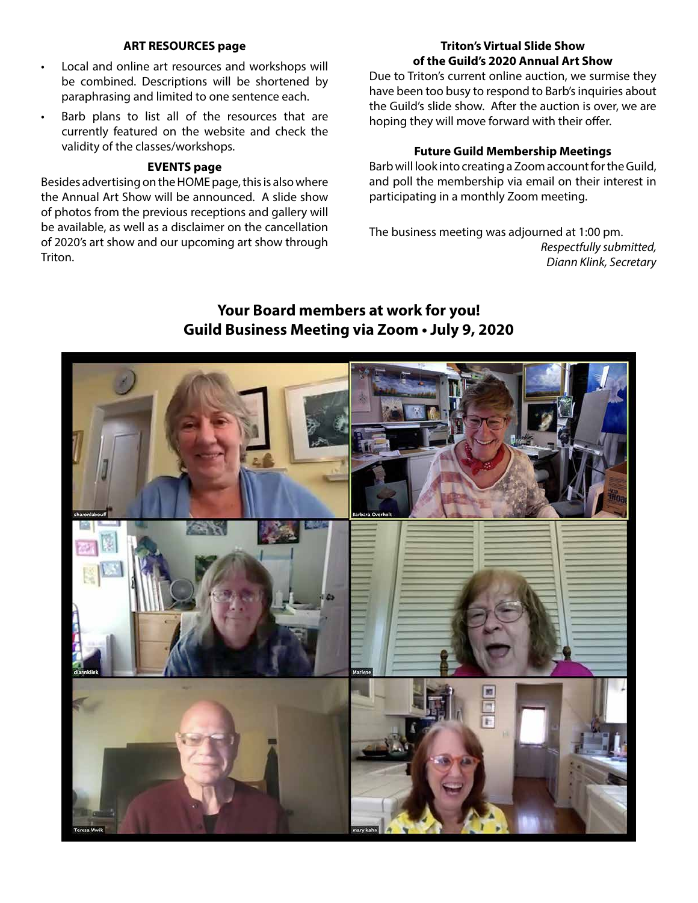### ART RESOURCES page

- Local and online art resources and workshops will be combined. Descriptions will be shortened by paraphrasing and limited to one sentence each.
- Barb plans to list all of the resources that are currently featured on the website and check the validity of the classes/workshops.

### EVENTS page

Besides advertising on the HOME page, this is also where the Annual Art Show will be announced. A slide show of photos from the previous receptions and gallery will be available, as well as a disclaimer on the cancellation of 2020's art show and our upcoming art show through Triton.

### Triton's Virtual Slide Show of the Guild's 2020 Annual Art Show

Due to Triton's current online auction, we surmise they have been too busy to respond to Barb's inquiries about the Guild's slide show. After the auction is over, we are hoping they will move forward with their offer.

### Future Guild Membership Meetings

Barb will look into creating a Zoom account for the Guild, and poll the membership via email on their interest in participating in a monthly Zoom meeting.

The business meeting was adjourned at 1:00 pm.

*Respectfully submitted,*
*Diann Klink, Secretary*

## Your Board members at work for you!
## Guild Business Meeting via Zoom • July 9, 2020

sharonlabouff | Barbara Overholt | diannklink | Marlene | Teresa Wwik | mary kahn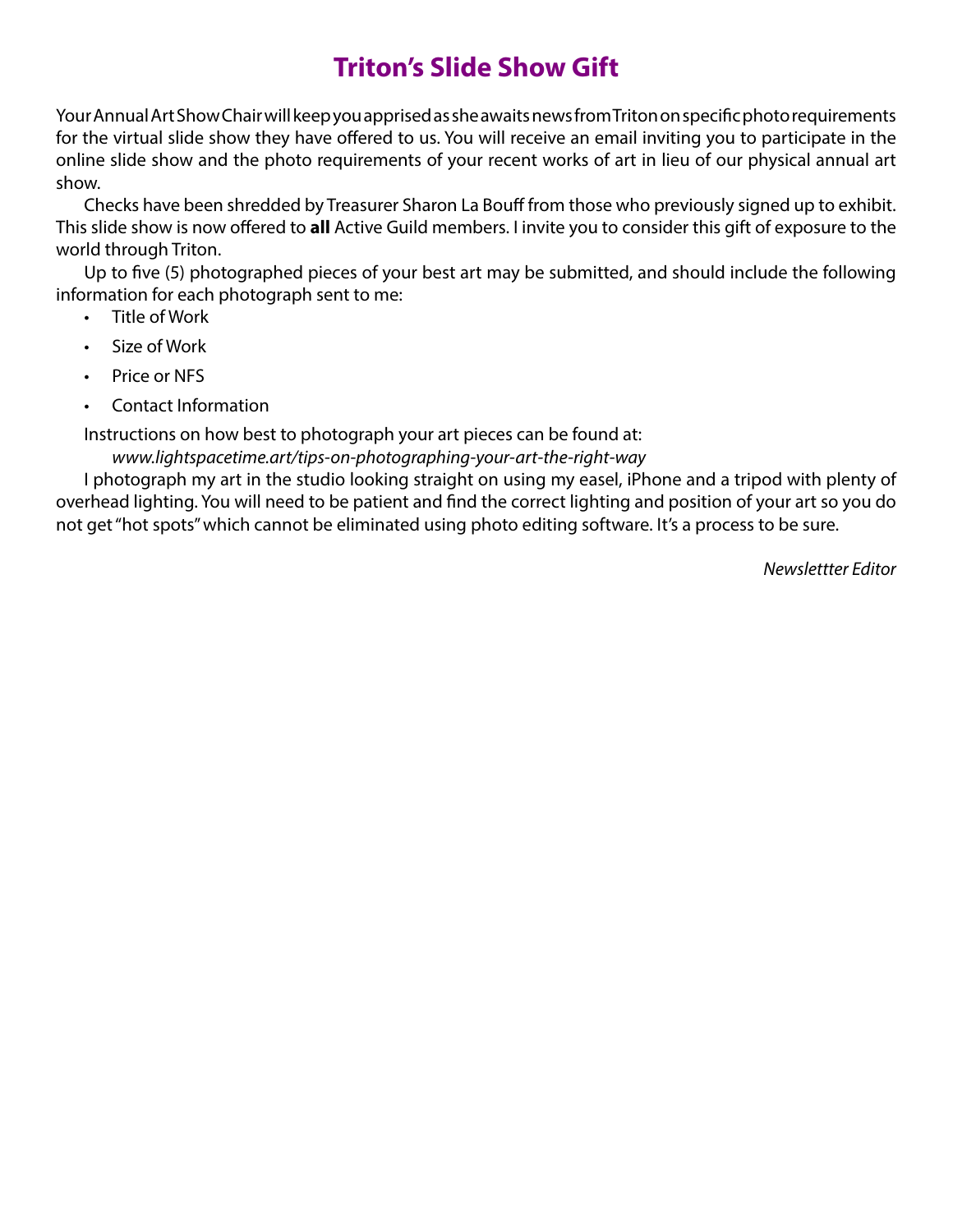# Triton's Slide Show Gift

Your Annual Art Show Chair will keep you apprised as she awaits news from Triton on specific photo requirements for the virtual slide show they have offered to us. You will receive an email inviting you to participate in the online slide show and the photo requirements of your recent works of art in lieu of our physical annual art show.

Checks have been shredded by Treasurer Sharon La Bouff from those who previously signed up to exhibit. This slide show is now offered to **all** Active Guild members. I invite you to consider this gift of exposure to the world through Triton.

Up to five (5) photographed pieces of your best art may be submitted, and should include the following information for each photograph sent to me:

- Title of Work
- Size of Work
- Price or NFS
- Contact Information

Instructions on how best to photograph your art pieces can be found at:

*www.lightspacetime.art/tips-on-photographing-your-art-the-right-way*

I photograph my art in the studio looking straight on using my easel, iPhone and a tripod with plenty of overhead lighting. You will need to be patient and find the correct lighting and position of your art so you do not get "hot spots" which cannot be eliminated using photo editing software. It's a process to be sure.

*Newslettter Editor*